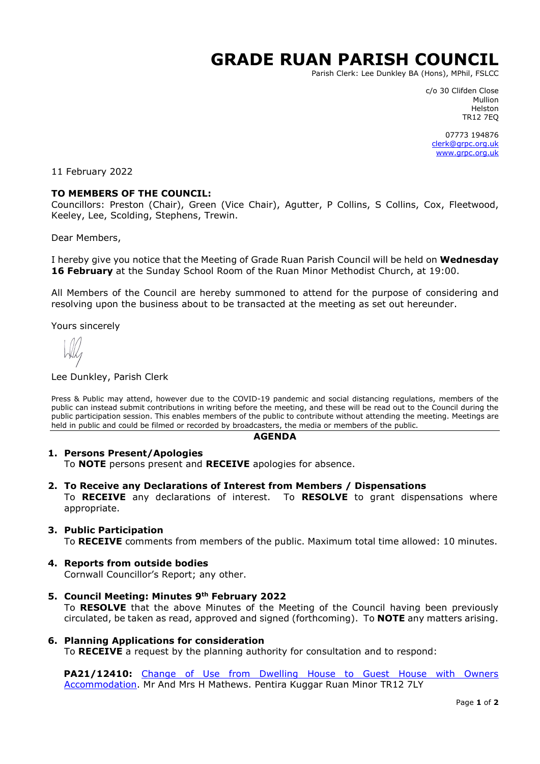# GRADE RUAN PARISH COUNCIL

Parish Clerk: Lee Dunkley BA (Hons), MPhil, FSLCC

c/o 30 Clifden Close
Mullion
Helston
TR12 7EQ

07773 194876
clerk@grpc.org.uk
www.grpc.org.uk

11 February 2022

**TO MEMBERS OF THE COUNCIL:**
Councillors: Preston (Chair), Green (Vice Chair), Agutter, P Collins, S Collins, Cox, Fleetwood, Keeley, Lee, Scolding, Stephens, Trewin.

Dear Members,

I hereby give you notice that the Meeting of Grade Ruan Parish Council will be held on **Wednesday 16 February** at the Sunday School Room of the Ruan Minor Methodist Church, at 19:00.

All Members of the Council are hereby summoned to attend for the purpose of considering and resolving upon the business about to be transacted at the meeting as set out hereunder.

Yours sincerely

Lee Dunkley, Parish Clerk

Press & Public may attend, however due to the COVID-19 pandemic and social distancing regulations, members of the public can instead submit contributions in writing before the meeting, and these will be read out to the Council during the public participation session. This enables members of the public to contribute without attending the meeting. Meetings are held in public and could be filmed or recorded by broadcasters, the media or members of the public.

## AGENDA

1. **Persons Present/Apologies**
   To **NOTE** persons present and **RECEIVE** apologies for absence.

2. **To Receive any Declarations of Interest from Members / Dispensations**
   To **RECEIVE** any declarations of interest. To **RESOLVE** to grant dispensations where appropriate.

3. **Public Participation**
   To **RECEIVE** comments from members of the public. Maximum total time allowed: 10 minutes.

4. **Reports from outside bodies**
   Cornwall Councillor's Report; any other.

5. **Council Meeting: Minutes 9th February 2022**
   To **RESOLVE** that the above Minutes of the Meeting of the Council having been previously circulated, be taken as read, approved and signed (forthcoming). To **NOTE** any matters arising.

6. **Planning Applications for consideration**
   To **RECEIVE** a request by the planning authority for consultation and to respond:

   **PA21/12410:** Change of Use from Dwelling House to Guest House with Owners Accommodation. Mr And Mrs H Mathews. Pentira Kuggar Ruan Minor TR12 7LY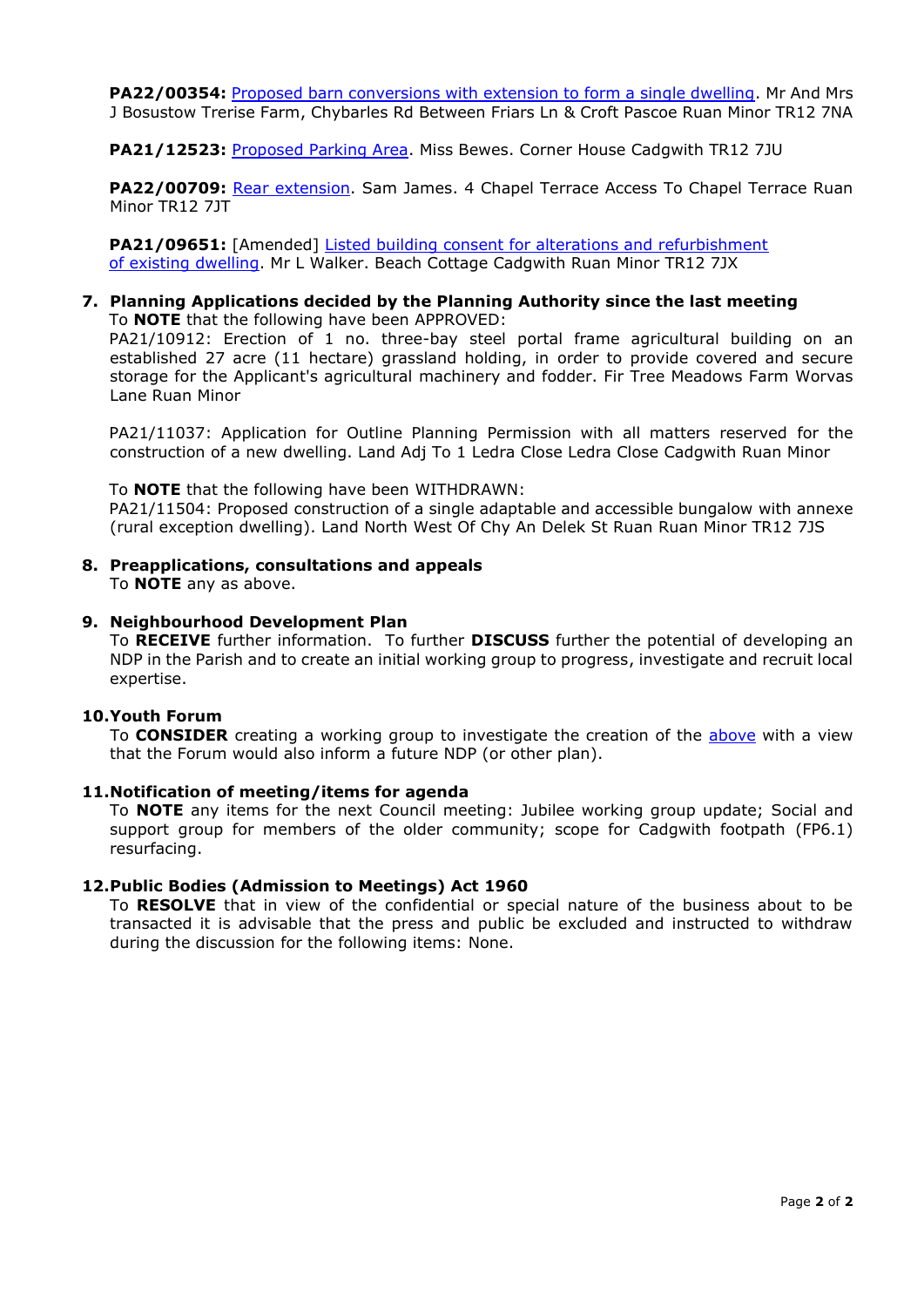**PA22/00354:** Proposed barn conversions with extension to form a single dwelling. Mr And Mrs J Bosustow Trerise Farm, Chybarles Rd Between Friars Ln & Croft Pascoe Ruan Minor TR12 7NA

**PA21/12523:** Proposed Parking Area. Miss Bewes. Corner House Cadgwith TR12 7JU

**PA22/00709:** Rear extension. Sam James. 4 Chapel Terrace Access To Chapel Terrace Ruan Minor TR12 7JT

**PA21/09651:** [Amended] Listed building consent for alterations and refurbishment of existing dwelling. Mr L Walker. Beach Cottage Cadgwith Ruan Minor TR12 7JX

7. **Planning Applications decided by the Planning Authority since the last meeting**
   To **NOTE** that the following have been APPROVED:
   PA21/10912: Erection of 1 no. three-bay steel portal frame agricultural building on an established 27 acre (11 hectare) grassland holding, in order to provide covered and secure storage for the Applicant's agricultural machinery and fodder. Fir Tree Meadows Farm Worvas Lane Ruan Minor

   PA21/11037: Application for Outline Planning Permission with all matters reserved for the construction of a new dwelling. Land Adj To 1 Ledra Close Ledra Close Cadgwith Ruan Minor

   To **NOTE** that the following have been WITHDRAWN:
   PA21/11504: Proposed construction of a single adaptable and accessible bungalow with annexe (rural exception dwelling). Land North West Of Chy An Delek St Ruan Ruan Minor TR12 7JS

8. **Preapplications, consultations and appeals**
   To **NOTE** any as above.

9. **Neighbourhood Development Plan**
   To **RECEIVE** further information. To further **DISCUSS** further the potential of developing an NDP in the Parish and to create an initial working group to progress, investigate and recruit local expertise.

10. **Youth Forum**
    To **CONSIDER** creating a working group to investigate the creation of the above with a view that the Forum would also inform a future NDP (or other plan).

11. **Notification of meeting/items for agenda**
    To **NOTE** any items for the next Council meeting: Jubilee working group update; Social and support group for members of the older community; scope for Cadgwith footpath (FP6.1) resurfacing.

12. **Public Bodies (Admission to Meetings) Act 1960**
    To **RESOLVE** that in view of the confidential or special nature of the business about to be transacted it is advisable that the press and public be excluded and instructed to withdraw during the discussion for the following items: None.